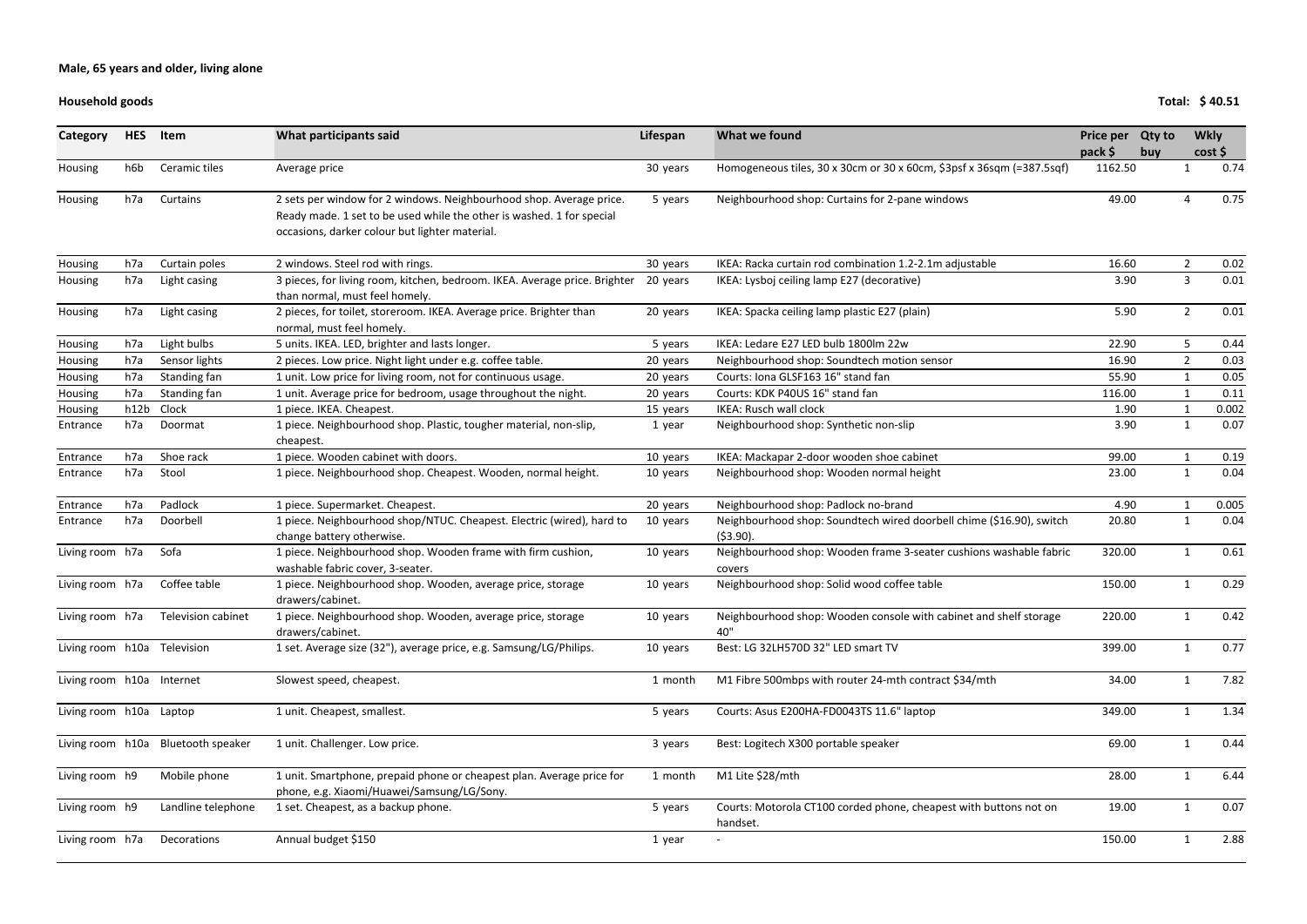**Male, 65 years and older, living alone**

**Household goods** **Total: $ 40.51**

| Category | HES | Item | What participants said | Lifespan | What we found | Price per pack $ | Qty to buy | Wkly cost $ |
|---|---|---|---|---|---|---|---|---|
| Housing | h6b | Ceramic tiles | Average price | 30 years | Homogeneous tiles, 30 x 30cm or 30 x 60cm, $3psf x 36sqm (=387.5sqf) | 1162.50 | 1 | 0.74 |
| Housing | h7a | Curtains | 2 sets per window for 2 windows. Neighbourhood shop. Average price. Ready made. 1 set to be used while the other is washed. 1 for special occasions, darker colour but lighter material. | 5 years | Neighbourhood shop: Curtains for 2-pane windows | 49.00 | 4 | 0.75 |
| Housing | h7a | Curtain poles | 2 windows. Steel rod with rings. | 30 years | IKEA: Racka curtain rod combination 1.2-2.1m adjustable | 16.60 | 2 | 0.02 |
| Housing | h7a | Light casing | 3 pieces, for living room, kitchen, bedroom. IKEA. Average price. Brighter than normal, must feel homely. | 20 years | IKEA: Lysboj ceiling lamp E27 (decorative) | 3.90 | 3 | 0.01 |
| Housing | h7a | Light casing | 2 pieces, for toilet, storeroom. IKEA. Average price. Brighter than normal, must feel homely. | 20 years | IKEA: Spacka ceiling lamp plastic E27 (plain) | 5.90 | 2 | 0.01 |
| Housing | h7a | Light bulbs | 5 units. IKEA. LED, brighter and lasts longer. | 5 years | IKEA: Ledare E27 LED bulb 1800lm 22w | 22.90 | 5 | 0.44 |
| Housing | h7a | Sensor lights | 2 pieces. Low price. Night light under e.g. coffee table. | 20 years | Neighbourhood shop: Soundtech motion sensor | 16.90 | 2 | 0.03 |
| Housing | h7a | Standing fan | 1 unit. Low price for living room, not for continuous usage. | 20 years | Courts: Iona GLSF163 16" stand fan | 55.90 | 1 | 0.05 |
| Housing | h7a | Standing fan | 1 unit. Average price for bedroom, usage throughout the night. | 20 years | Courts: KDK P40US 16" stand fan | 116.00 | 1 | 0.11 |
| Housing | h12b | Clock | 1 piece. IKEA. Cheapest. | 15 years | IKEA: Rusch wall clock | 1.90 | 1 | 0.002 |
| Entrance | h7a | Doormat | 1 piece. Neighbourhood shop. Plastic, tougher material, non-slip, cheapest. | 1 year | Neighbourhood shop: Synthetic non-slip | 3.90 | 1 | 0.07 |
| Entrance | h7a | Shoe rack | 1 piece. Wooden cabinet with doors. | 10 years | IKEA: Mackapar 2-door wooden shoe cabinet | 99.00 | 1 | 0.19 |
| Entrance | h7a | Stool | 1 piece. Neighbourhood shop. Cheapest. Wooden, normal height. | 10 years | Neighbourhood shop: Wooden normal height | 23.00 | 1 | 0.04 |
| Entrance | h7a | Padlock | 1 piece. Supermarket. Cheapest. | 20 years | Neighbourhood shop: Padlock no-brand | 4.90 | 1 | 0.005 |
| Entrance | h7a | Doorbell | 1 piece. Neighbourhood shop/NTUC. Cheapest. Electric (wired), hard to change battery otherwise. | 10 years | Neighbourhood shop: Soundtech wired doorbell chime ($16.90), switch ($3.90). | 20.80 | 1 | 0.04 |
| Living room | h7a | Sofa | 1 piece. Neighbourhood shop. Wooden frame with firm cushion, washable fabric cover, 3-seater. | 10 years | Neighbourhood shop: Wooden frame 3-seater cushions washable fabric covers | 320.00 | 1 | 0.61 |
| Living room | h7a | Coffee table | 1 piece. Neighbourhood shop. Wooden, average price, storage drawers/cabinet. | 10 years | Neighbourhood shop: Solid wood coffee table | 150.00 | 1 | 0.29 |
| Living room | h7a | Television cabinet | 1 piece. Neighbourhood shop. Wooden, average price, storage drawers/cabinet. | 10 years | Neighbourhood shop: Wooden console with cabinet and shelf storage 40" | 220.00 | 1 | 0.42 |
| Living room | h10a | Television | 1 set. Average size (32"), average price, e.g. Samsung/LG/Philips. | 10 years | Best: LG 32LH570D 32" LED smart TV | 399.00 | 1 | 0.77 |
| Living room | h10a | Internet | Slowest speed, cheapest. | 1 month | M1 Fibre 500mbps with router 24-mth contract $34/mth | 34.00 | 1 | 7.82 |
| Living room | h10a | Laptop | 1 unit. Cheapest, smallest. | 5 years | Courts: Asus E200HA-FD0043TS 11.6" laptop | 349.00 | 1 | 1.34 |
| Living room | h10a | Bluetooth speaker | 1 unit. Challenger. Low price. | 3 years | Best: Logitech X300 portable speaker | 69.00 | 1 | 0.44 |
| Living room | h9 | Mobile phone | 1 unit. Smartphone, prepaid phone or cheapest plan. Average price for phone, e.g. Xiaomi/Huawei/Samsung/LG/Sony. | 1 month | M1 Lite $28/mth | 28.00 | 1 | 6.44 |
| Living room | h9 | Landline telephone | 1 set. Cheapest, as a backup phone. | 5 years | Courts: Motorola CT100 corded phone, cheapest with buttons not on handset. | 19.00 | 1 | 0.07 |
| Living room | h7a | Decorations | Annual budget $150 | 1 year | - | 150.00 | 1 | 2.88 |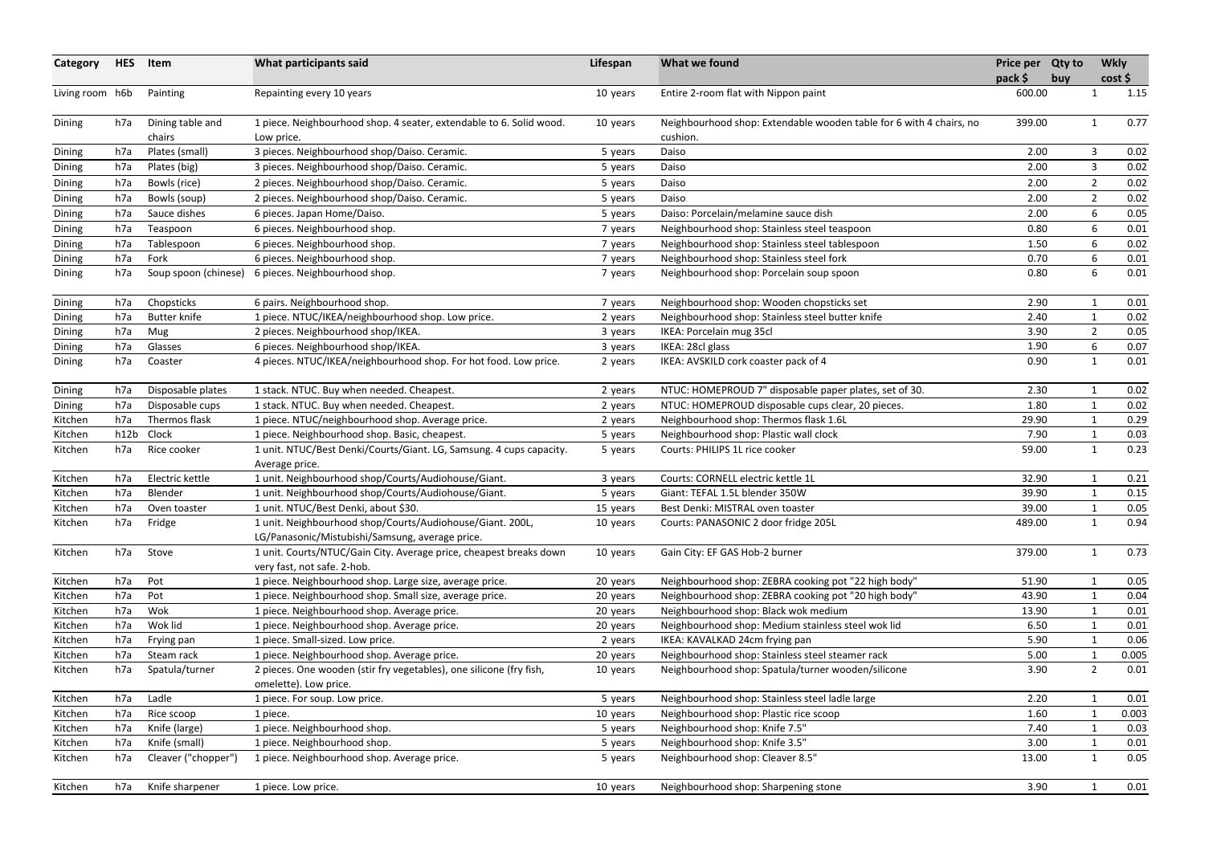| Category | HES | Item | What participants said | Lifespan | What we found | Price per pack $ | Qty to buy | Wkly cost $ |
|---|---|---|---|---|---|---|---|---|
| Living room | h6b | Painting | Repainting every 10 years | 10 years | Entire 2-room flat with Nippon paint | 600.00 | 1 | 1.15 |
| Dining | h7a | Dining table and chairs | 1 piece. Neighbourhood shop. 4 seater, extendable to 6. Solid wood. Low price. | 10 years | Neighbourhood shop: Extendable wooden table for 6 with 4 chairs, no cushion. | 399.00 | 1 | 0.77 |
| Dining | h7a | Plates (small) | 3 pieces. Neighbourhood shop/Daiso. Ceramic. | 5 years | Daiso | 2.00 | 3 | 0.02 |
| Dining | h7a | Plates (big) | 3 pieces. Neighbourhood shop/Daiso. Ceramic. | 5 years | Daiso | 2.00 | 3 | 0.02 |
| Dining | h7a | Bowls (rice) | 2 pieces. Neighbourhood shop/Daiso. Ceramic. | 5 years | Daiso | 2.00 | 2 | 0.02 |
| Dining | h7a | Bowls (soup) | 2 pieces. Neighbourhood shop/Daiso. Ceramic. | 5 years | Daiso | 2.00 | 2 | 0.02 |
| Dining | h7a | Sauce dishes | 6 pieces. Japan Home/Daiso. | 5 years | Daiso: Porcelain/melamine sauce dish | 2.00 | 6 | 0.05 |
| Dining | h7a | Teaspoon | 6 pieces. Neighbourhood shop. | 7 years | Neighbourhood shop: Stainless steel teaspoon | 0.80 | 6 | 0.01 |
| Dining | h7a | Tablespoon | 6 pieces. Neighbourhood shop. | 7 years | Neighbourhood shop: Stainless steel tablespoon | 1.50 | 6 | 0.02 |
| Dining | h7a | Fork | 6 pieces. Neighbourhood shop. | 7 years | Neighbourhood shop: Stainless steel fork | 0.70 | 6 | 0.01 |
| Dining | h7a | Soup spoon (chinese) | 6 pieces. Neighbourhood shop. | 7 years | Neighbourhood shop: Porcelain soup spoon | 0.80 | 6 | 0.01 |
| Dining | h7a | Chopsticks | 6 pairs. Neighbourhood shop. | 7 years | Neighbourhood shop: Wooden chopsticks set | 2.90 | 1 | 0.01 |
| Dining | h7a | Butter knife | 1 piece. NTUC/IKEA/neighbourhood shop. Low price. | 2 years | Neighbourhood shop: Stainless steel butter knife | 2.40 | 1 | 0.02 |
| Dining | h7a | Mug | 2 pieces. Neighbourhood shop/IKEA. | 3 years | IKEA: Porcelain mug 35cl | 3.90 | 2 | 0.05 |
| Dining | h7a | Glasses | 6 pieces. Neighbourhood shop/IKEA. | 3 years | IKEA: 28cl glass | 1.90 | 6 | 0.07 |
| Dining | h7a | Coaster | 4 pieces. NTUC/IKEA/neighbourhood shop. For hot food. Low price. | 2 years | IKEA: AVSKILD cork coaster pack of 4 | 0.90 | 1 | 0.01 |
| Dining | h7a | Disposable plates | 1 stack. NTUC. Buy when needed. Cheapest. | 2 years | NTUC: HOMEPROUD 7" disposable paper plates, set of 30. | 2.30 | 1 | 0.02 |
| Dining | h7a | Disposable cups | 1 stack. NTUC. Buy when needed. Cheapest. | 2 years | NTUC: HOMEPROUD disposable cups clear, 20 pieces. | 1.80 | 1 | 0.02 |
| Kitchen | h7a | Thermos flask | 1 piece. NTUC/neighbourhood shop. Average price. | 2 years | Neighbourhood shop: Thermos flask 1.6L | 29.90 | 1 | 0.29 |
| Kitchen | h12b | Clock | 1 piece. Neighbourhood shop. Basic, cheapest. | 5 years | Neighbourhood shop: Plastic wall clock | 7.90 | 1 | 0.03 |
| Kitchen | h7a | Rice cooker | 1 unit. NTUC/Best Denki/Courts/Giant. LG, Samsung. 4 cups capacity. Average price. | 5 years | Courts: PHILIPS 1L rice cooker | 59.00 | 1 | 0.23 |
| Kitchen | h7a | Electric kettle | 1 unit. Neighbourhood shop/Courts/Audiohouse/Giant. | 3 years | Courts: CORNELL electric kettle 1L | 32.90 | 1 | 0.21 |
| Kitchen | h7a | Blender | 1 unit. Neighbourhood shop/Courts/Audiohouse/Giant. | 5 years | Giant: TEFAL 1.5L blender 350W | 39.90 | 1 | 0.15 |
| Kitchen | h7a | Oven toaster | 1 unit. NTUC/Best Denki, about $30. | 15 years | Best Denki: MISTRAL oven toaster | 39.00 | 1 | 0.05 |
| Kitchen | h7a | Fridge | 1 unit. Neighbourhood shop/Courts/Audiohouse/Giant. 200L, LG/Panasonic/Mistubishi/Samsung, average price. | 10 years | Courts: PANASONIC 2 door fridge 205L | 489.00 | 1 | 0.94 |
| Kitchen | h7a | Stove | 1 unit. Courts/NTUC/Gain City. Average price, cheapest breaks down very fast, not safe. 2-hob. | 10 years | Gain City: EF GAS Hob-2 burner | 379.00 | 1 | 0.73 |
| Kitchen | h7a | Pot | 1 piece. Neighbourhood shop. Large size, average price. | 20 years | Neighbourhood shop: ZEBRA cooking pot "22 high body" | 51.90 | 1 | 0.05 |
| Kitchen | h7a | Pot | 1 piece. Neighbourhood shop. Small size, average price. | 20 years | Neighbourhood shop: ZEBRA cooking pot "20 high body" | 43.90 | 1 | 0.04 |
| Kitchen | h7a | Wok | 1 piece. Neighbourhood shop. Average price. | 20 years | Neighbourhood shop: Black wok medium | 13.90 | 1 | 0.01 |
| Kitchen | h7a | Wok lid | 1 piece. Neighbourhood shop. Average price. | 20 years | Neighbourhood shop: Medium stainless steel wok lid | 6.50 | 1 | 0.01 |
| Kitchen | h7a | Frying pan | 1 piece. Small-sized. Low price. | 2 years | IKEA: KAVALKAD 24cm frying pan | 5.90 | 1 | 0.06 |
| Kitchen | h7a | Steam rack | 1 piece. Neighbourhood shop. Average price. | 20 years | Neighbourhood shop: Stainless steel steamer rack | 5.00 | 1 | 0.005 |
| Kitchen | h7a | Spatula/turner | 2 pieces. One wooden (stir fry vegetables), one silicone (fry fish, omelette). Low price. | 10 years | Neighbourhood shop: Spatula/turner wooden/silicone | 3.90 | 2 | 0.01 |
| Kitchen | h7a | Ladle | 1 piece. For soup. Low price. | 5 years | Neighbourhood shop: Stainless steel ladle large | 2.20 | 1 | 0.01 |
| Kitchen | h7a | Rice scoop | 1 piece. | 10 years | Neighbourhood shop: Plastic rice scoop | 1.60 | 1 | 0.003 |
| Kitchen | h7a | Knife (large) | 1 piece. Neighbourhood shop. | 5 years | Neighbourhood shop: Knife 7.5" | 7.40 | 1 | 0.03 |
| Kitchen | h7a | Knife (small) | 1 piece. Neighbourhood shop. | 5 years | Neighbourhood shop: Knife 3.5" | 3.00 | 1 | 0.01 |
| Kitchen | h7a | Cleaver ("chopper") | 1 piece. Neighbourhood shop. Average price. | 5 years | Neighbourhood shop: Cleaver 8.5" | 13.00 | 1 | 0.05 |
| Kitchen | h7a | Knife sharpener | 1 piece. Low price. | 10 years | Neighbourhood shop: Sharpening stone | 3.90 | 1 | 0.01 |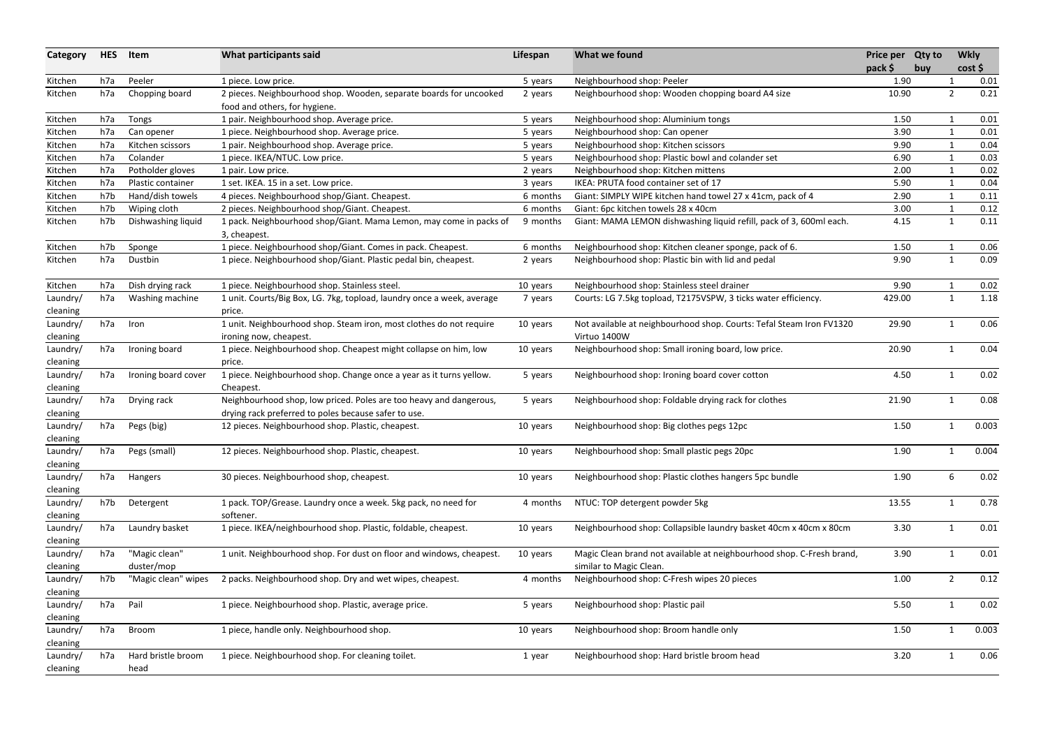| Category | HES | Item | What participants said | Lifespan | What we found | Price per pack $ | Qty to buy | Wkly cost $ |
|---|---|---|---|---|---|---|---|---|
| Kitchen | h7a | Peeler | 1 piece. Low price. | 5 years | Neighbourhood shop: Peeler | 1.90 | 1 | 0.01 |
| Kitchen | h7a | Chopping board | 2 pieces. Neighbourhood shop. Wooden, separate boards for uncooked food and others, for hygiene. | 2 years | Neighbourhood shop: Wooden chopping board A4 size | 10.90 | 2 | 0.21 |
| Kitchen | h7a | Tongs | 1 pair. Neighbourhood shop. Average price. | 5 years | Neighbourhood shop: Aluminium tongs | 1.50 | 1 | 0.01 |
| Kitchen | h7a | Can opener | 1 piece. Neighbourhood shop. Average price. | 5 years | Neighbourhood shop: Can opener | 3.90 | 1 | 0.01 |
| Kitchen | h7a | Kitchen scissors | 1 pair. Neighbourhood shop. Average price. | 5 years | Neighbourhood shop: Kitchen scissors | 9.90 | 1 | 0.04 |
| Kitchen | h7a | Colander | 1 piece. IKEA/NTUC. Low price. | 5 years | Neighbourhood shop: Plastic bowl and colander set | 6.90 | 1 | 0.03 |
| Kitchen | h7a | Potholder gloves | 1 pair. Low price. | 2 years | Neighbourhood shop: Kitchen mittens | 2.00 | 1 | 0.02 |
| Kitchen | h7a | Plastic container | 1 set. IKEA. 15 in a set. Low price. | 3 years | IKEA: PRUTA food container set of 17 | 5.90 | 1 | 0.04 |
| Kitchen | h7b | Hand/dish towels | 4 pieces. Neighbourhood shop/Giant. Cheapest. | 6 months | Giant: SIMPLY WIPE kitchen hand towel 27 x 41cm, pack of 4 | 2.90 | 1 | 0.11 |
| Kitchen | h7b | Wiping cloth | 2 pieces. Neighbourhood shop/Giant. Cheapest. | 6 months | Giant: 6pc kitchen towels 28 x 40cm | 3.00 | 1 | 0.12 |
| Kitchen | h7b | Dishwashing liquid | 1 pack. Neighbourhood shop/Giant. Mama Lemon, may come in packs of 3, cheapest. | 9 months | Giant: MAMA LEMON dishwashing liquid refill, pack of 3, 600ml each. | 4.15 | 1 | 0.11 |
| Kitchen | h7b | Sponge | 1 piece. Neighbourhood shop/Giant. Comes in pack. Cheapest. | 6 months | Neighbourhood shop: Kitchen cleaner sponge, pack of 6. | 1.50 | 1 | 0.06 |
| Kitchen | h7a | Dustbin | 1 piece. Neighbourhood shop/Giant. Plastic pedal bin, cheapest. | 2 years | Neighbourhood shop: Plastic bin with lid and pedal | 9.90 | 1 | 0.09 |
| Kitchen | h7a | Dish drying rack | 1 piece. Neighbourhood shop. Stainless steel. | 10 years | Neighbourhood shop: Stainless steel drainer | 9.90 | 1 | 0.02 |
| Laundry/ cleaning | h7a | Washing machine | 1 unit. Courts/Big Box, LG. 7kg, topload, laundry once a week, average price. | 7 years | Courts: LG 7.5kg topload, T2175VSPW, 3 ticks water efficiency. | 429.00 | 1 | 1.18 |
| Laundry/ cleaning | h7a | Iron | 1 unit. Neighbourhood shop. Steam iron, most clothes do not require ironing now, cheapest. | 10 years | Not available at neighbourhood shop. Courts: Tefal Steam Iron FV1320 Virtuo 1400W | 29.90 | 1 | 0.06 |
| Laundry/ cleaning | h7a | Ironing board | 1 piece. Neighbourhood shop. Cheapest might collapse on him, low price. | 10 years | Neighbourhood shop: Small ironing board, low price. | 20.90 | 1 | 0.04 |
| Laundry/ cleaning | h7a | Ironing board cover | 1 piece. Neighbourhood shop. Change once a year as it turns yellow. Cheapest. | 5 years | Neighbourhood shop: Ironing board cover cotton | 4.50 | 1 | 0.02 |
| Laundry/ cleaning | h7a | Drying rack | Neighbourhood shop, low priced. Poles are too heavy and dangerous, drying rack preferred to poles because safer to use. | 5 years | Neighbourhood shop: Foldable drying rack for clothes | 21.90 | 1 | 0.08 |
| Laundry/ cleaning | h7a | Pegs (big) | 12 pieces. Neighbourhood shop. Plastic, cheapest. | 10 years | Neighbourhood shop: Big clothes pegs 12pc | 1.50 | 1 | 0.003 |
| Laundry/ cleaning | h7a | Pegs (small) | 12 pieces. Neighbourhood shop. Plastic, cheapest. | 10 years | Neighbourhood shop: Small plastic pegs 20pc | 1.90 | 1 | 0.004 |
| Laundry/ cleaning | h7a | Hangers | 30 pieces. Neighbourhood shop, cheapest. | 10 years | Neighbourhood shop: Plastic clothes hangers 5pc bundle | 1.90 | 6 | 0.02 |
| Laundry/ cleaning | h7b | Detergent | 1 pack. TOP/Grease. Laundry once a week. 5kg pack, no need for softener. | 4 months | NTUC: TOP detergent powder 5kg | 13.55 | 1 | 0.78 |
| Laundry/ cleaning | h7a | Laundry basket | 1 piece. IKEA/neighbourhood shop. Plastic, foldable, cheapest. | 10 years | Neighbourhood shop: Collapsible laundry basket 40cm x 40cm x 80cm | 3.30 | 1 | 0.01 |
| Laundry/ cleaning | h7a | "Magic clean" duster/mop | 1 unit. Neighbourhood shop. For dust on floor and windows, cheapest. | 10 years | Magic Clean brand not available at neighbourhood shop. C-Fresh brand, similar to Magic Clean. | 3.90 | 1 | 0.01 |
| Laundry/ cleaning | h7b | "Magic clean" wipes | 2 packs. Neighbourhood shop. Dry and wet wipes, cheapest. | 4 months | Neighbourhood shop: C-Fresh wipes 20 pieces | 1.00 | 2 | 0.12 |
| Laundry/ cleaning | h7a | Pail | 1 piece. Neighbourhood shop. Plastic, average price. | 5 years | Neighbourhood shop: Plastic pail | 5.50 | 1 | 0.02 |
| Laundry/ cleaning | h7a | Broom | 1 piece, handle only. Neighbourhood shop. | 10 years | Neighbourhood shop: Broom handle only | 1.50 | 1 | 0.003 |
| Laundry/ cleaning | h7a | Hard bristle broom head | 1 piece. Neighbourhood shop. For cleaning toilet. | 1 year | Neighbourhood shop: Hard bristle broom head | 3.20 | 1 | 0.06 |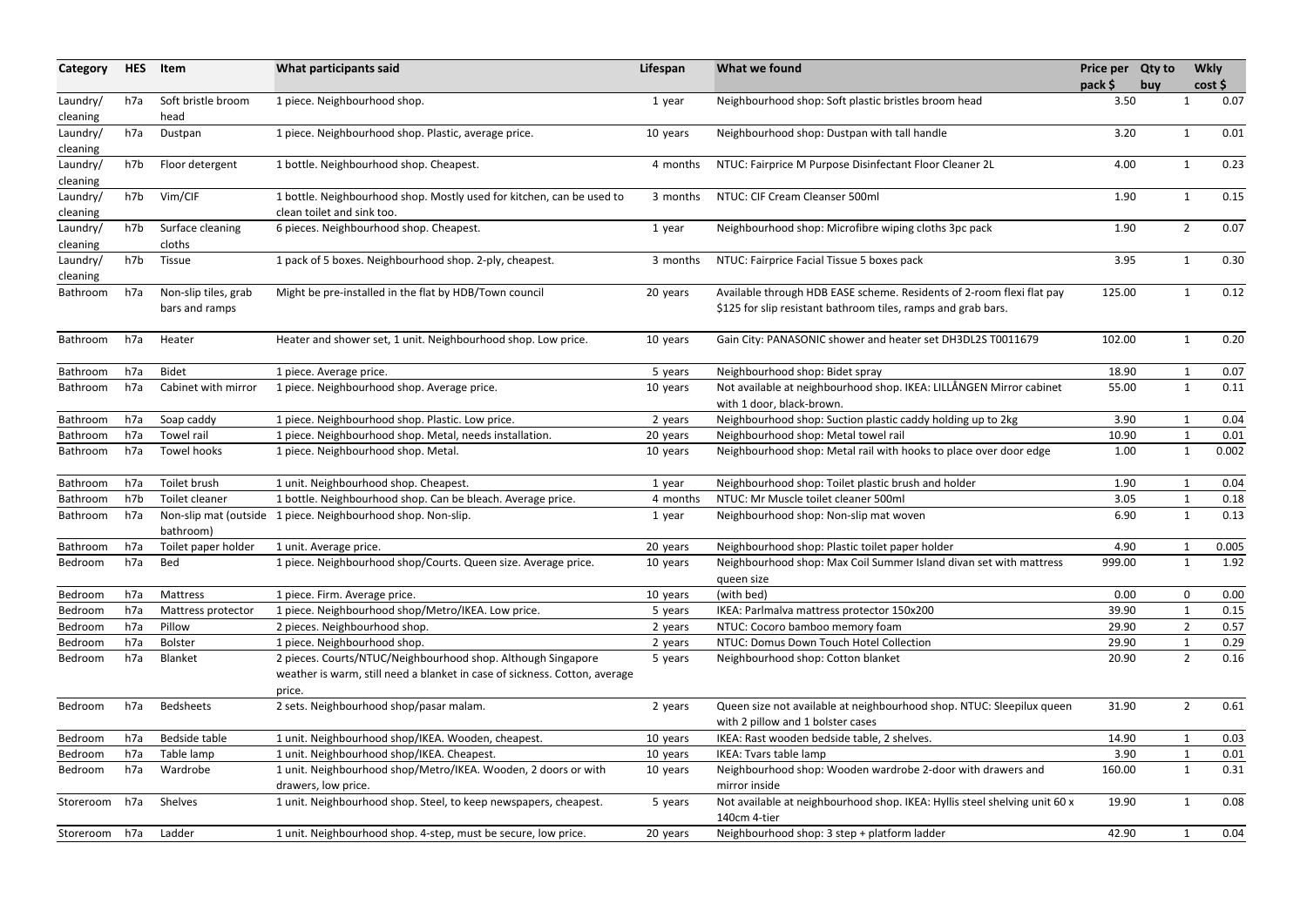| Category | HES | Item | What participants said | Lifespan | What we found | Price per pack $ | Qty to buy | Wkly cost $ |
|---|---|---|---|---|---|---|---|---|
| Laundry/ cleaning | h7a | Soft bristle broom head | 1 piece. Neighbourhood shop. | 1 year | Neighbourhood shop: Soft plastic bristles broom head | 3.50 | 1 | 0.07 |
| Laundry/ cleaning | h7a | Dustpan | 1 piece. Neighbourhood shop. Plastic, average price. | 10 years | Neighbourhood shop: Dustpan with tall handle | 3.20 | 1 | 0.01 |
| Laundry/ cleaning | h7b | Floor detergent | 1 bottle. Neighbourhood shop. Cheapest. | 4 months | NTUC: Fairprice M Purpose Disinfectant Floor Cleaner 2L | 4.00 | 1 | 0.23 |
| Laundry/ cleaning | h7b | Vim/CIF | 1 bottle. Neighbourhood shop. Mostly used for kitchen, can be used to clean toilet and sink too. | 3 months | NTUC: CIF Cream Cleanser 500ml | 1.90 | 1 | 0.15 |
| Laundry/ cleaning | h7b | Surface cleaning cloths | 6 pieces. Neighbourhood shop. Cheapest. | 1 year | Neighbourhood shop: Microfibre wiping cloths 3pc pack | 1.90 | 2 | 0.07 |
| Laundry/ cleaning | h7b | Tissue | 1 pack of 5 boxes. Neighbourhood shop. 2-ply, cheapest. | 3 months | NTUC: Fairprice Facial Tissue 5 boxes pack | 3.95 | 1 | 0.30 |
| Bathroom | h7a | Non-slip tiles, grab bars and ramps | Might be pre-installed in the flat by HDB/Town council | 20 years | Available through HDB EASE scheme. Residents of 2-room flexi flat pay $125 for slip resistant bathroom tiles, ramps and grab bars. | 125.00 | 1 | 0.12 |
| Bathroom | h7a | Heater | Heater and shower set, 1 unit. Neighbourhood shop. Low price. | 10 years | Gain City: PANASONIC shower and heater set DH3DL2S T0011679 | 102.00 | 1 | 0.20 |
| Bathroom | h7a | Bidet | 1 piece. Average price. | 5 years | Neighbourhood shop: Bidet spray | 18.90 | 1 | 0.07 |
| Bathroom | h7a | Cabinet with mirror | 1 piece. Neighbourhood shop. Average price. | 10 years | Not available at neighbourhood shop. IKEA: LILLÅNGEN Mirror cabinet with 1 door, black-brown. | 55.00 | 1 | 0.11 |
| Bathroom | h7a | Soap caddy | 1 piece. Neighbourhood shop. Plastic. Low price. | 2 years | Neighbourhood shop: Suction plastic caddy holding up to 2kg | 3.90 | 1 | 0.04 |
| Bathroom | h7a | Towel rail | 1 piece. Neighbourhood shop. Metal, needs installation. | 20 years | Neighbourhood shop: Metal towel rail | 10.90 | 1 | 0.01 |
| Bathroom | h7a | Towel hooks | 1 piece. Neighbourhood shop. Metal. | 10 years | Neighbourhood shop: Metal rail with hooks to place over door edge | 1.00 | 1 | 0.002 |
| Bathroom | h7a | Toilet brush | 1 unit. Neighbourhood shop. Cheapest. | 1 year | Neighbourhood shop: Toilet plastic brush and holder | 1.90 | 1 | 0.04 |
| Bathroom | h7b | Toilet cleaner | 1 bottle. Neighbourhood shop. Can be bleach. Average price. | 4 months | NTUC: Mr Muscle toilet cleaner 500ml | 3.05 | 1 | 0.18 |
| Bathroom | h7a | Non-slip mat (outside bathroom) | 1 piece. Neighbourhood shop. Non-slip. | 1 year | Neighbourhood shop: Non-slip mat woven | 6.90 | 1 | 0.13 |
| Bathroom | h7a | Toilet paper holder | 1 unit. Average price. | 20 years | Neighbourhood shop: Plastic toilet paper holder | 4.90 | 1 | 0.005 |
| Bedroom | h7a | Bed | 1 piece. Neighbourhood shop/Courts. Queen size. Average price. | 10 years | Neighbourhood shop: Max Coil Summer Island divan set with mattress queen size | 999.00 | 1 | 1.92 |
| Bedroom | h7a | Mattress | 1 piece. Firm. Average price. | 10 years | (with bed) | 0.00 | 0 | 0.00 |
| Bedroom | h7a | Mattress protector | 1 piece. Neighbourhood shop/Metro/IKEA. Low price. | 5 years | IKEA: Parlmalva mattress protector 150x200 | 39.90 | 1 | 0.15 |
| Bedroom | h7a | Pillow | 2 pieces. Neighbourhood shop. | 2 years | NTUC: Cocoro bamboo memory foam | 29.90 | 2 | 0.57 |
| Bedroom | h7a | Bolster | 1 piece. Neighbourhood shop. | 2 years | NTUC: Domus Down Touch Hotel Collection | 29.90 | 1 | 0.29 |
| Bedroom | h7a | Blanket | 2 pieces. Courts/NTUC/Neighbourhood shop. Although Singapore weather is warm, still need a blanket in case of sickness. Cotton, average price. | 5 years | Neighbourhood shop: Cotton blanket | 20.90 | 2 | 0.16 |
| Bedroom | h7a | Bedsheets | 2 sets. Neighbourhood shop/pasar malam. | 2 years | Queen size not available at neighbourhood shop. NTUC: Sleepilux queen with 2 pillow and 1 bolster cases | 31.90 | 2 | 0.61 |
| Bedroom | h7a | Bedside table | 1 unit. Neighbourhood shop/IKEA. Wooden, cheapest. | 10 years | IKEA: Rast wooden bedside table, 2 shelves. | 14.90 | 1 | 0.03 |
| Bedroom | h7a | Table lamp | 1 unit. Neighbourhood shop/IKEA. Cheapest. | 10 years | IKEA: Tvars table lamp | 3.90 | 1 | 0.01 |
| Bedroom | h7a | Wardrobe | 1 unit. Neighbourhood shop/Metro/IKEA. Wooden, 2 doors or with drawers, low price. | 10 years | Neighbourhood shop: Wooden wardrobe 2-door with drawers and mirror inside | 160.00 | 1 | 0.31 |
| Storeroom | h7a | Shelves | 1 unit. Neighbourhood shop. Steel, to keep newspapers, cheapest. | 5 years | Not available at neighbourhood shop. IKEA: Hyllis steel shelving unit 60 x 140cm 4-tier | 19.90 | 1 | 0.08 |
| Storeroom | h7a | Ladder | 1 unit. Neighbourhood shop. 4-step, must be secure, low price. | 20 years | Neighbourhood shop: 3 step + platform ladder | 42.90 | 1 | 0.04 |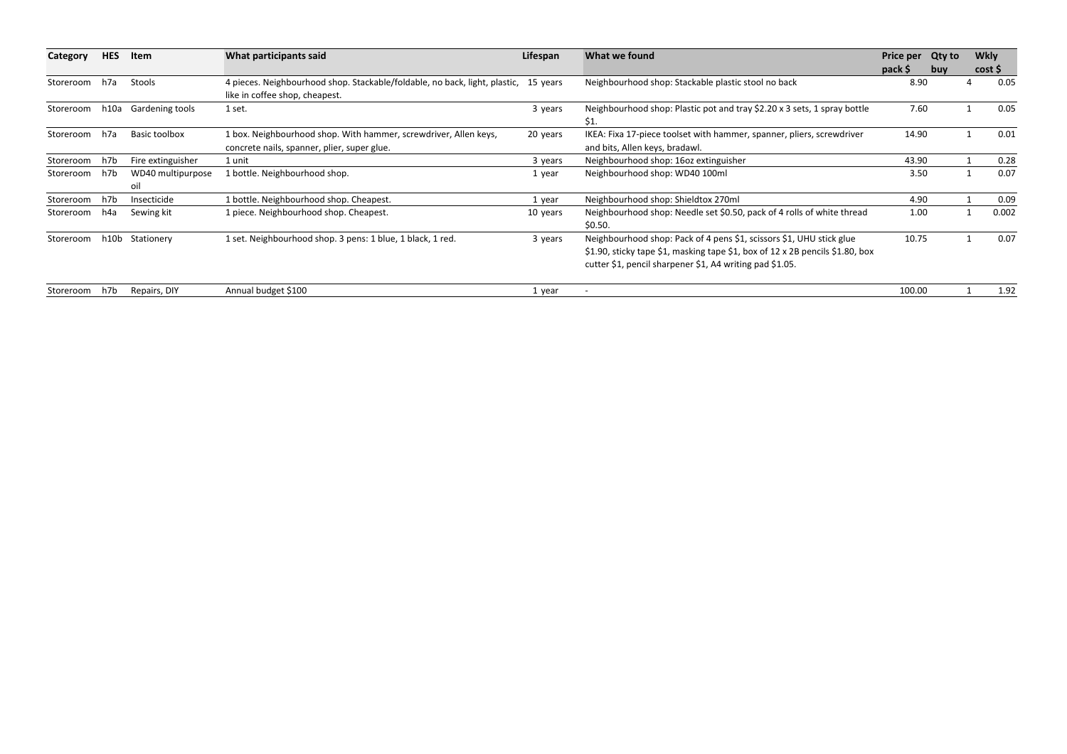| Category | HES | Item | What participants said | Lifespan | What we found | Price per pack $ | Qty to buy | Wkly cost $ |
|---|---|---|---|---|---|---|---|---|
| Storeroom | h7a | Stools | 4 pieces. Neighbourhood shop. Stackable/foldable, no back, light, plastic, like in coffee shop, cheapest. | 15 years | Neighbourhood shop: Stackable plastic stool no back | 8.90 | 4 | 0.05 |
| Storeroom | h10a | Gardening tools | 1 set. | 3 years | Neighbourhood shop: Plastic pot and tray $2.20 x 3 sets, 1 spray bottle $1. | 7.60 | 1 | 0.05 |
| Storeroom | h7a | Basic toolbox | 1 box. Neighbourhood shop. With hammer, screwdriver, Allen keys, concrete nails, spanner, plier, super glue. | 20 years | IKEA: Fixa 17-piece toolset with hammer, spanner, pliers, screwdriver and bits, Allen keys, bradawl. | 14.90 | 1 | 0.01 |
| Storeroom | h7b | Fire extinguisher | 1 unit | 3 years | Neighbourhood shop: 16oz extinguisher | 43.90 | 1 | 0.28 |
| Storeroom | h7b | WD40 multipurpose oil | 1 bottle. Neighbourhood shop. | 1 year | Neighbourhood shop: WD40 100ml | 3.50 | 1 | 0.07 |
| Storeroom | h7b | Insecticide | 1 bottle. Neighbourhood shop. Cheapest. | 1 year | Neighbourhood shop: Shieldtox 270ml | 4.90 | 1 | 0.09 |
| Storeroom | h4a | Sewing kit | 1 piece. Neighbourhood shop. Cheapest. | 10 years | Neighbourhood shop: Needle set $0.50, pack of 4 rolls of white thread $0.50. | 1.00 | 1 | 0.002 |
| Storeroom | h10b | Stationery | 1 set. Neighbourhood shop. 3 pens: 1 blue, 1 black, 1 red. | 3 years | Neighbourhood shop: Pack of 4 pens $1, scissors $1, UHU stick glue $1.90, sticky tape $1, masking tape $1, box of 12 x 2B pencils $1.80, box cutter $1, pencil sharpener $1, A4 writing pad $1.05. | 10.75 | 1 | 0.07 |
| Storeroom | h7b | Repairs, DIY | Annual budget $100 | 1 year | - | 100.00 | 1 | 1.92 |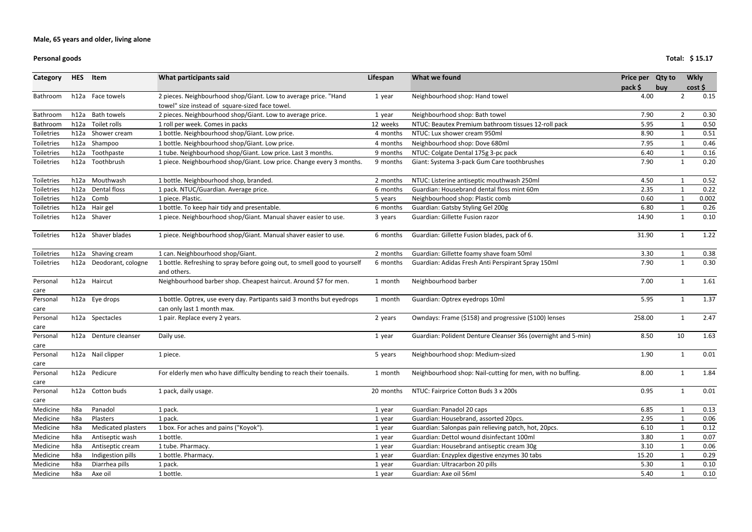**Male, 65 years and older, living alone**

**Personal goods** **Total: $ 15.17**

| Category | HES | Item | What participants said | Lifespan | What we found | Price per pack $ | Qty to buy | Wkly cost $ |
|---|---|---|---|---|---|---|---|---|
| Bathroom | h12a | Face towels | 2 pieces. Neighbourhood shop/Giant. Low to average price. "Hand towel" size instead of square-sized face towel. | 1 year | Neighbourhood shop: Hand towel | 4.00 | 2 | 0.15 |
| Bathroom | h12a | Bath towels | 2 pieces. Neighbourhood shop/Giant. Low to average price. | 1 year | Neighbourhood shop: Bath towel | 7.90 | 2 | 0.30 |
| Bathroom | h12a | Toilet rolls | 1 roll per week. Comes in packs | 12 weeks | NTUC: Beautex Premium bathroom tissues 12-roll pack | 5.95 | 1 | 0.50 |
| Toiletries | h12a | Shower cream | 1 bottle. Neighbourhood shop/Giant. Low price. | 4 months | NTUC: Lux shower cream 950ml | 8.90 | 1 | 0.51 |
| Toiletries | h12a | Shampoo | 1 bottle. Neighbourhood shop/Giant. Low price. | 4 months | Neighbourhood shop: Dove 680ml | 7.95 | 1 | 0.46 |
| Toiletries | h12a | Toothpaste | 1 tube. Neighbourhood shop/Giant. Low price. Last 3 months. | 9 months | NTUC: Colgate Dental 175g 3-pc pack | 6.40 | 1 | 0.16 |
| Toiletries | h12a | Toothbrush | 1 piece. Neighbourhood shop/Giant. Low price. Change every 3 months. | 9 months | Giant: Systema 3-pack Gum Care toothbrushes | 7.90 | 1 | 0.20 |
| Toiletries | h12a | Mouthwash | 1 bottle. Neighbourhood shop, branded. | 2 months | NTUC: Listerine antiseptic mouthwash 250ml | 4.50 | 1 | 0.52 |
| Toiletries | h12a | Dental floss | 1 pack. NTUC/Guardian. Average price. | 6 months | Guardian: Housebrand dental floss mint 60m | 2.35 | 1 | 0.22 |
| Toiletries | h12a | Comb | 1 piece. Plastic. | 5 years | Neighbourhood shop: Plastic comb | 0.60 | 1 | 0.002 |
| Toiletries | h12a | Hair gel | 1 bottle. To keep hair tidy and presentable. | 6 months | Guardian: Gatsby Styling Gel 200g | 6.80 | 1 | 0.26 |
| Toiletries | h12a | Shaver | 1 piece. Neighbourhood shop/Giant. Manual shaver easier to use. | 3 years | Guardian: Gillette Fusion razor | 14.90 | 1 | 0.10 |
| Toiletries | h12a | Shaver blades | 1 piece. Neighbourhood shop/Giant. Manual shaver easier to use. | 6 months | Guardian: Gillette Fusion blades, pack of 6. | 31.90 | 1 | 1.22 |
| Toiletries | h12a | Shaving cream | 1 can. Neighbourhood shop/Giant. | 2 months | Guardian: Gillette foamy shave foam 50ml | 3.30 | 1 | 0.38 |
| Toiletries | h12a | Deodorant, cologne | 1 bottle. Refreshing to spray before going out, to smell good to yourself and others. | 6 months | Guardian: Adidas Fresh Anti Perspirant Spray 150ml | 7.90 | 1 | 0.30 |
| Personal care | h12a | Haircut | Neighbourhood barber shop. Cheapest haircut. Around $7 for men. | 1 month | Neighbourhood barber | 7.00 | 1 | 1.61 |
| Personal care | h12a | Eye drops | 1 bottle. Optrex, use every day. Partipants said 3 months but eyedrops can only last 1 month max. | 1 month | Guardian: Optrex eyedrops 10ml | 5.95 | 1 | 1.37 |
| Personal care | h12a | Spectacles | 1 pair. Replace every 2 years. | 2 years | Owndays: Frame ($158) and progressive ($100) lenses | 258.00 | 1 | 2.47 |
| Personal care | h12a | Denture cleanser | Daily use. | 1 year | Guardian: Polident Denture Cleanser 36s (overnight and 5-min) | 8.50 | 10 | 1.63 |
| Personal care | h12a | Nail clipper | 1 piece. | 5 years | Neighbourhood shop: Medium-sized | 1.90 | 1 | 0.01 |
| Personal care | h12a | Pedicure | For elderly men who have difficulty bending to reach their toenails. | 1 month | Neighbourhood shop: Nail-cutting for men, with no buffing. | 8.00 | 1 | 1.84 |
| Personal care | h12a | Cotton buds | 1 pack, daily usage. | 20 months | NTUC: Fairprice Cotton Buds 3 x 200s | 0.95 | 1 | 0.01 |
| Medicine | h8a | Panadol | 1 pack. | 1 year | Guardian: Panadol 20 caps | 6.85 | 1 | 0.13 |
| Medicine | h8a | Plasters | 1 pack. | 1 year | Guardian: Housebrand, assorted 20pcs. | 2.95 | 1 | 0.06 |
| Medicine | h8a | Medicated plasters | 1 box. For aches and pains ("Koyok"). | 1 year | Guardian: Salonpas pain relieving patch, hot, 20pcs. | 6.10 | 1 | 0.12 |
| Medicine | h8a | Antiseptic wash | 1 bottle. | 1 year | Guardian: Dettol wound disinfectant 100ml | 3.80 | 1 | 0.07 |
| Medicine | h8a | Antiseptic cream | 1 tube. Pharmacy. | 1 year | Guardian: Housebrand antiseptic cream 30g | 3.10 | 1 | 0.06 |
| Medicine | h8a | Indigestion pills | 1 bottle. Pharmacy. | 1 year | Guardian: Enzyplex digestive enzymes 30 tabs | 15.20 | 1 | 0.29 |
| Medicine | h8a | Diarrhea pills | 1 pack. | 1 year | Guardian: Ultracarbon 20 pills | 5.30 | 1 | 0.10 |
| Medicine | h8a | Axe oil | 1 bottle. | 1 year | Guardian: Axe oil 56ml | 5.40 | 1 | 0.10 |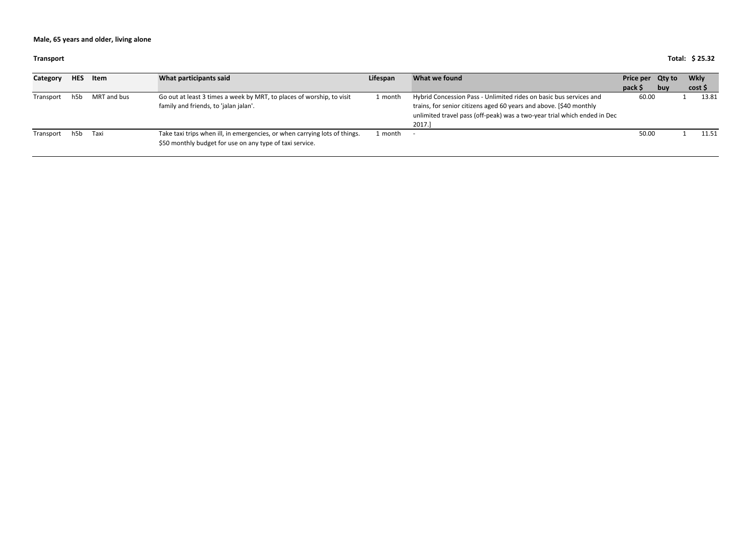**Male, 65 years and older, living alone**

**Transport** **Total: $ 25.32**

| Category | HES | Item | What participants said | Lifespan | What we found | Price per pack $ | Qty to buy | Wkly cost $ |
|---|---|---|---|---|---|---|---|---|
| Transport | h5b | MRT and bus | Go out at least 3 times a week by MRT, to places of worship, to visit family and friends, to 'jalan jalan'. | 1 month | Hybrid Concession Pass - Unlimited rides on basic bus services and trains, for senior citizens aged 60 years and above. [$40 monthly unlimited travel pass (off-peak) was a two-year trial which ended in Dec 2017.] | 60.00 | 1 | 13.81 |
| Transport | h5b | Taxi | Take taxi trips when ill, in emergencies, or when carrying lots of things. $50 monthly budget for use on any type of taxi service. | 1 month | - | 50.00 | 1 | 11.51 |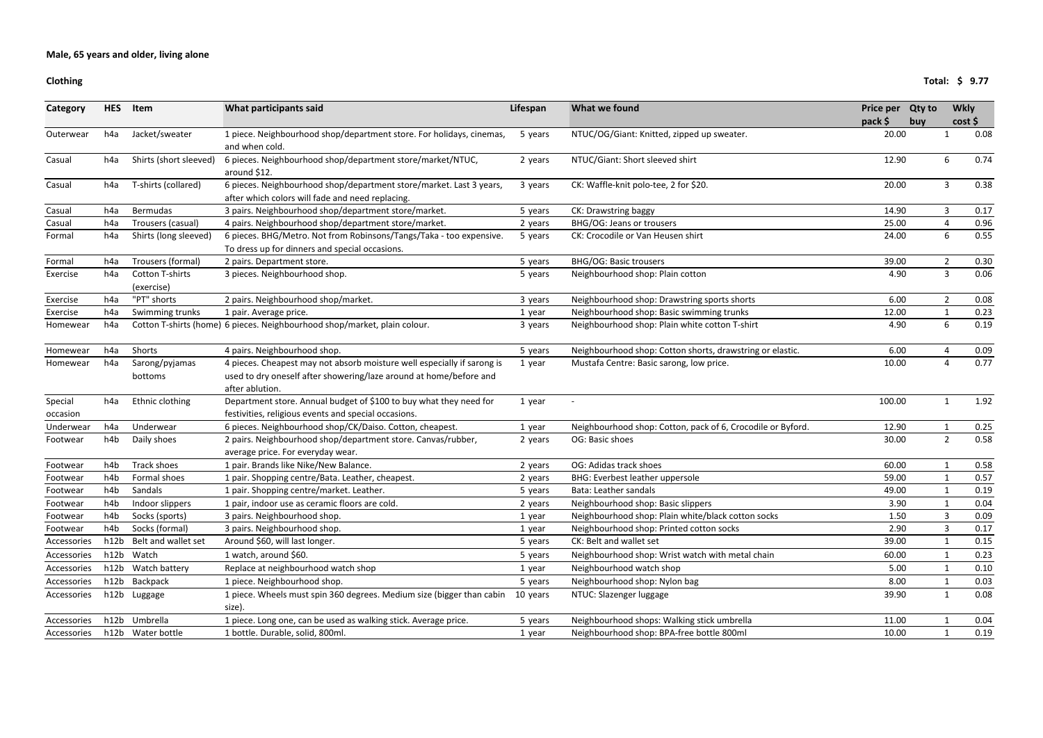**Male, 65 years and older, living alone**

**Clothing** **Total: $ 9.77**

| Category | HES | Item | What participants said | Lifespan | What we found | Price per pack $ | Qty to buy | Wkly cost $ |
|---|---|---|---|---|---|---|---|---|
| Outerwear | h4a | Jacket/sweater | 1 piece. Neighbourhood shop/department store. For holidays, cinemas, and when cold. | 5 years | NTUC/OG/Giant: Knitted, zipped up sweater. | 20.00 | 1 | 0.08 |
| Casual | h4a | Shirts (short sleeved) | 6 pieces. Neighbourhood shop/department store/market/NTUC, around $12. | 2 years | NTUC/Giant: Short sleeved shirt | 12.90 | 6 | 0.74 |
| Casual | h4a | T-shirts (collared) | 6 pieces. Neighbourhood shop/department store/market. Last 3 years, after which colors will fade and need replacing. | 3 years | CK: Waffle-knit polo-tee, 2 for $20. | 20.00 | 3 | 0.38 |
| Casual | h4a | Bermudas | 3 pairs. Neighbourhood shop/department store/market. | 5 years | CK: Drawstring baggy | 14.90 | 3 | 0.17 |
| Casual | h4a | Trousers (casual) | 4 pairs. Neighbourhood shop/department store/market. | 2 years | BHG/OG: Jeans or trousers | 25.00 | 4 | 0.96 |
| Formal | h4a | Shirts (long sleeved) | 6 pieces. BHG/Metro. Not from Robinsons/Tangs/Taka - too expensive. To dress up for dinners and special occasions. | 5 years | CK: Crocodile or Van Heusen shirt | 24.00 | 6 | 0.55 |
| Formal | h4a | Trousers (formal) | 2 pairs. Department store. | 5 years | BHG/OG: Basic trousers | 39.00 | 2 | 0.30 |
| Exercise | h4a | Cotton T-shirts (exercise) | 3 pieces. Neighbourhood shop. | 5 years | Neighbourhood shop: Plain cotton | 4.90 | 3 | 0.06 |
| Exercise | h4a | "PT" shorts | 2 pairs. Neighbourhood shop/market. | 3 years | Neighbourhood shop: Drawstring sports shorts | 6.00 | 2 | 0.08 |
| Exercise | h4a | Swimming trunks | 1 pair. Average price. | 1 year | Neighbourhood shop: Basic swimming trunks | 12.00 | 1 | 0.23 |
| Homewear | h4a | Cotton T-shirts (home) | 6 pieces. Neighbourhood shop/market, plain colour. | 3 years | Neighbourhood shop: Plain white cotton T-shirt | 4.90 | 6 | 0.19 |
| Homewear | h4a | Shorts | 4 pairs. Neighbourhood shop. | 5 years | Neighbourhood shop: Cotton shorts, drawstring or elastic. | 6.00 | 4 | 0.09 |
| Homewear | h4a | Sarong/pyjamas bottoms | 4 pieces. Cheapest may not absorb moisture well especially if sarong is used to dry oneself after showering/laze around at home/before and after ablution. | 1 year | Mustafa Centre: Basic sarong, low price. | 10.00 | 4 | 0.77 |
| Special occasion | h4a | Ethnic clothing | Department store. Annual budget of $100 to buy what they need for festivities, religious events and special occasions. | 1 year | - | 100.00 | 1 | 1.92 |
| Underwear | h4a | Underwear | 6 pieces. Neighbourhood shop/CK/Daiso. Cotton, cheapest. | 1 year | Neighbourhood shop: Cotton, pack of 6, Crocodile or Byford. | 12.90 | 1 | 0.25 |
| Footwear | h4b | Daily shoes | 2 pairs. Neighbourhood shop/department store. Canvas/rubber, average price. For everyday wear. | 2 years | OG: Basic shoes | 30.00 | 2 | 0.58 |
| Footwear | h4b | Track shoes | 1 pair. Brands like Nike/New Balance. | 2 years | OG: Adidas track shoes | 60.00 | 1 | 0.58 |
| Footwear | h4b | Formal shoes | 1 pair. Shopping centre/Bata. Leather, cheapest. | 2 years | BHG: Everbest leather uppersole | 59.00 | 1 | 0.57 |
| Footwear | h4b | Sandals | 1 pair. Shopping centre/market. Leather. | 5 years | Bata: Leather sandals | 49.00 | 1 | 0.19 |
| Footwear | h4b | Indoor slippers | 1 pair, indoor use as ceramic floors are cold. | 2 years | Neighbourhood shop: Basic slippers | 3.90 | 1 | 0.04 |
| Footwear | h4b | Socks (sports) | 3 pairs. Neighbourhood shop. | 1 year | Neighbourhood shop: Plain white/black cotton socks | 1.50 | 3 | 0.09 |
| Footwear | h4b | Socks (formal) | 3 pairs. Neighbourhood shop. | 1 year | Neighbourhood shop: Printed cotton socks | 2.90 | 3 | 0.17 |
| Accessories | h12b | Belt and wallet set | Around $60, will last longer. | 5 years | CK: Belt and wallet set | 39.00 | 1 | 0.15 |
| Accessories | h12b | Watch | 1 watch, around $60. | 5 years | Neighbourhood shop: Wrist watch with metal chain | 60.00 | 1 | 0.23 |
| Accessories | h12b | Watch battery | Replace at neighbourhood watch shop | 1 year | Neighbourhood watch shop | 5.00 | 1 | 0.10 |
| Accessories | h12b | Backpack | 1 piece. Neighbourhood shop. | 5 years | Neighbourhood shop: Nylon bag | 8.00 | 1 | 0.03 |
| Accessories | h12b | Luggage | 1 piece. Wheels must spin 360 degrees. Medium size (bigger than cabin size). | 10 years | NTUC: Slazenger luggage | 39.90 | 1 | 0.08 |
| Accessories | h12b | Umbrella | 1 piece. Long one, can be used as walking stick. Average price. | 5 years | Neighbourhood shops: Walking stick umbrella | 11.00 | 1 | 0.04 |
| Accessories | h12b | Water bottle | 1 bottle. Durable, solid, 800ml. | 1 year | Neighbourhood shop: BPA-free bottle 800ml | 10.00 | 1 | 0.19 |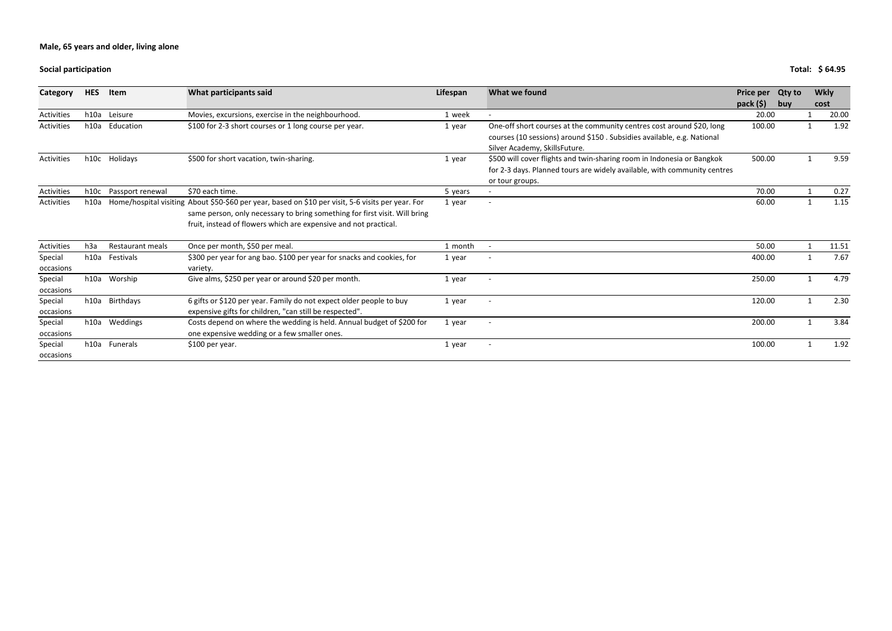**Male, 65 years and older, living alone**

**Social participation** **Total: $ 64.95**

| Category | HES | Item | What participants said | Lifespan | What we found | Price per pack ($) | Qty to buy | Wkly cost |
|---|---|---|---|---|---|---|---|---|
| Activities | h10a | Leisure | Movies, excursions, exercise in the neighbourhood. | 1 week | - | 20.00 | 1 | 20.00 |
| Activities | h10a | Education | $100 for 2-3 short courses or 1 long course per year. | 1 year | One-off short courses at the community centres cost around $20, long courses (10 sessions) around $150 . Subsidies available, e.g. National Silver Academy, SkillsFuture. | 100.00 | 1 | 1.92 |
| Activities | h10c | Holidays | $500 for short vacation, twin-sharing. | 1 year | $500 will cover flights and twin-sharing room in Indonesia or Bangkok for 2-3 days. Planned tours are widely available, with community centres or tour groups. | 500.00 | 1 | 9.59 |
| Activities | h10c | Passport renewal | $70 each time. | 5 years | - | 70.00 | 1 | 0.27 |
| Activities | h10a | Home/hospital visiting | About $50-$60 per year, based on $10 per visit, 5-6 visits per year. For same person, only necessary to bring something for first visit. Will bring fruit, instead of flowers which are expensive and not practical. | 1 year | - | 60.00 | 1 | 1.15 |
| Activities | h3a | Restaurant meals | Once per month, $50 per meal. | 1 month | - | 50.00 | 1 | 11.51 |
| Special occasions | h10a | Festivals | $300 per year for ang bao. $100 per year for snacks and cookies, for variety. | 1 year | - | 400.00 | 1 | 7.67 |
| Special occasions | h10a | Worship | Give alms, $250 per year or around $20 per month. | 1 year | - | 250.00 | 1 | 4.79 |
| Special occasions | h10a | Birthdays | 6 gifts or $120 per year. Family do not expect older people to buy expensive gifts for children, "can still be respected". | 1 year | - | 120.00 | 1 | 2.30 |
| Special occasions | h10a | Weddings | Costs depend on where the wedding is held. Annual budget of $200 for one expensive wedding or a few smaller ones. | 1 year | - | 200.00 | 1 | 3.84 |
| Special occasions | h10a | Funerals | $100 per year. | 1 year | - | 100.00 | 1 | 1.92 |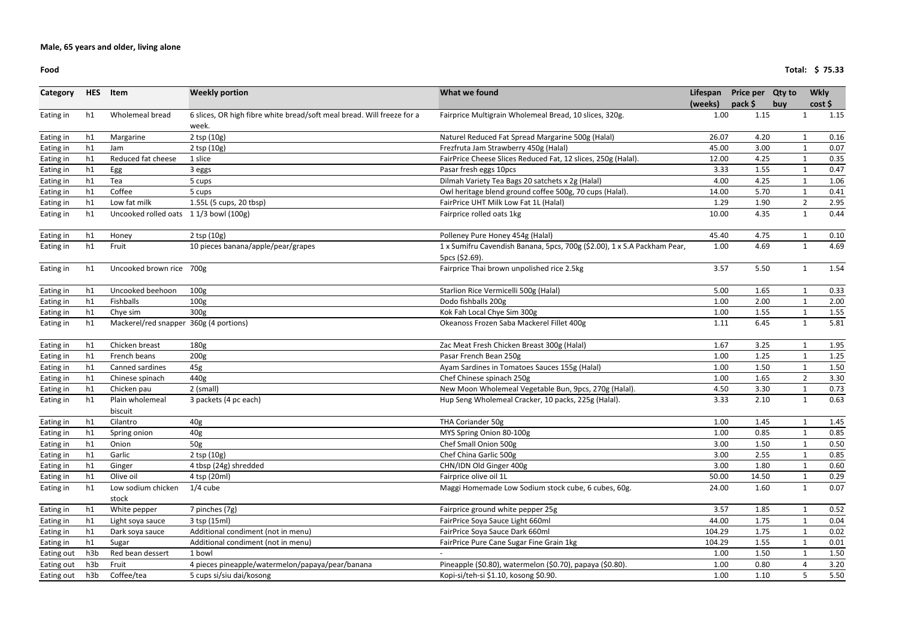**Male, 65 years and older, living alone**

**Food** **Total: $ 75.33**

| Category | HES | Item | Weekly portion | What we found | Lifespan (weeks) | Price per pack $ | Qty to buy | Wkly cost $ |
|---|---|---|---|---|---|---|---|---|
| Eating in | h1 | Wholemeal bread | 6 slices, OR high fibre white bread/soft meal bread. Will freeze for a week. | Fairprice Multigrain Wholemeal Bread, 10 slices, 320g. | 1.00 | 1.15 | 1 | 1.15 |
| Eating in | h1 | Margarine | 2 tsp (10g) | Naturel Reduced Fat Spread Margarine 500g (Halal) | 26.07 | 4.20 | 1 | 0.16 |
| Eating in | h1 | Jam | 2 tsp (10g) | Frezfruta Jam Strawberry 450g (Halal) | 45.00 | 3.00 | 1 | 0.07 |
| Eating in | h1 | Reduced fat cheese | 1 slice | FairPrice Cheese Slices Reduced Fat, 12 slices, 250g (Halal). | 12.00 | 4.25 | 1 | 0.35 |
| Eating in | h1 | Egg | 3 eggs | Pasar fresh eggs 10pcs | 3.33 | 1.55 | 1 | 0.47 |
| Eating in | h1 | Tea | 5 cups | Dilmah Variety Tea Bags 20 satchets x 2g (Halal) | 4.00 | 4.25 | 1 | 1.06 |
| Eating in | h1 | Coffee | 5 cups | Owl heritage blend ground coffee 500g, 70 cups (Halal). | 14.00 | 5.70 | 1 | 0.41 |
| Eating in | h1 | Low fat milk | 1.55L (5 cups, 20 tbsp) | FairPrice UHT Milk Low Fat 1L (Halal) | 1.29 | 1.90 | 2 | 2.95 |
| Eating in | h1 | Uncooked rolled oats | 1 1/3 bowl (100g) | Fairprice rolled oats 1kg | 10.00 | 4.35 | 1 | 0.44 |
| Eating in | h1 | Honey | 2 tsp (10g) | Polleney Pure Honey 454g (Halal) | 45.40 | 4.75 | 1 | 0.10 |
| Eating in | h1 | Fruit | 10 pieces banana/apple/pear/grapes | 1 x Sumifru Cavendish Banana, 5pcs, 700g ($2.00), 1 x S.A Packham Pear, 5pcs ($2.69). | 1.00 | 4.69 | 1 | 4.69 |
| Eating in | h1 | Uncooked brown rice | 700g | Fairprice Thai brown unpolished rice 2.5kg | 3.57 | 5.50 | 1 | 1.54 |
| Eating in | h1 | Uncooked beehoon | 100g | Starlion Rice Vermicelli 500g (Halal) | 5.00 | 1.65 | 1 | 0.33 |
| Eating in | h1 | Fishballs | 100g | Dodo fishballs 200g | 1.00 | 2.00 | 1 | 2.00 |
| Eating in | h1 | Chye sim | 300g | Kok Fah Local Chye Sim 300g | 1.00 | 1.55 | 1 | 1.55 |
| Eating in | h1 | Mackerel/red snapper | 360g (4 portions) | Okeanoss Frozen Saba Mackerel Fillet 400g | 1.11 | 6.45 | 1 | 5.81 |
| Eating in | h1 | Chicken breast | 180g | Zac Meat Fresh Chicken Breast 300g (Halal) | 1.67 | 3.25 | 1 | 1.95 |
| Eating in | h1 | French beans | 200g | Pasar French Bean 250g | 1.00 | 1.25 | 1 | 1.25 |
| Eating in | h1 | Canned sardines | 45g | Ayam Sardines in Tomatoes Sauces 155g (Halal) | 1.00 | 1.50 | 1 | 1.50 |
| Eating in | h1 | Chinese spinach | 440g | Chef Chinese spinach 250g | 1.00 | 1.65 | 2 | 3.30 |
| Eating in | h1 | Chicken pau | 2 (small) | New Moon Wholemeal Vegetable Bun, 9pcs, 270g (Halal). | 4.50 | 3.30 | 1 | 0.73 |
| Eating in | h1 | Plain wholemeal biscuit | 3 packets (4 pc each) | Hup Seng Wholemeal Cracker, 10 packs, 225g (Halal). | 3.33 | 2.10 | 1 | 0.63 |
| Eating in | h1 | Cilantro | 40g | THA Coriander 50g | 1.00 | 1.45 | 1 | 1.45 |
| Eating in | h1 | Spring onion | 40g | MYS Spring Onion 80-100g | 1.00 | 0.85 | 1 | 0.85 |
| Eating in | h1 | Onion | 50g | Chef Small Onion 500g | 3.00 | 1.50 | 1 | 0.50 |
| Eating in | h1 | Garlic | 2 tsp (10g) | Chef China Garlic 500g | 3.00 | 2.55 | 1 | 0.85 |
| Eating in | h1 | Ginger | 4 tbsp (24g) shredded | CHN/IDN Old Ginger 400g | 3.00 | 1.80 | 1 | 0.60 |
| Eating in | h1 | Olive oil | 4 tsp (20ml) | Fairprice olive oil 1L | 50.00 | 14.50 | 1 | 0.29 |
| Eating in | h1 | Low sodium chicken stock | 1/4 cube | Maggi Homemade Low Sodium stock cube, 6 cubes, 60g. | 24.00 | 1.60 | 1 | 0.07 |
| Eating in | h1 | White pepper | 7 pinches (7g) | Fairprice ground white pepper 25g | 3.57 | 1.85 | 1 | 0.52 |
| Eating in | h1 | Light soya sauce | 3 tsp (15ml) | FairPrice Soya Sauce Light 660ml | 44.00 | 1.75 | 1 | 0.04 |
| Eating in | h1 | Dark soya sauce | Additional condiment (not in menu) | FairPrice Soya Sauce Dark 660ml | 104.29 | 1.75 | 1 | 0.02 |
| Eating in | h1 | Sugar | Additional condiment (not in menu) | FairPrice Pure Cane Sugar Fine Grain 1kg | 104.29 | 1.55 | 1 | 0.01 |
| Eating out | h3b | Red bean dessert | 1 bowl | - | 1.00 | 1.50 | 1 | 1.50 |
| Eating out | h3b | Fruit | 4 pieces pineapple/watermelon/papaya/pear/banana | Pineapple ($0.80), watermelon ($0.70), papaya ($0.80). | 1.00 | 0.80 | 4 | 3.20 |
| Eating out | h3b | Coffee/tea | 5 cups si/siu dai/kosong | Kopi-si/teh-si $1.10, kosong $0.90. | 1.00 | 1.10 | 5 | 5.50 |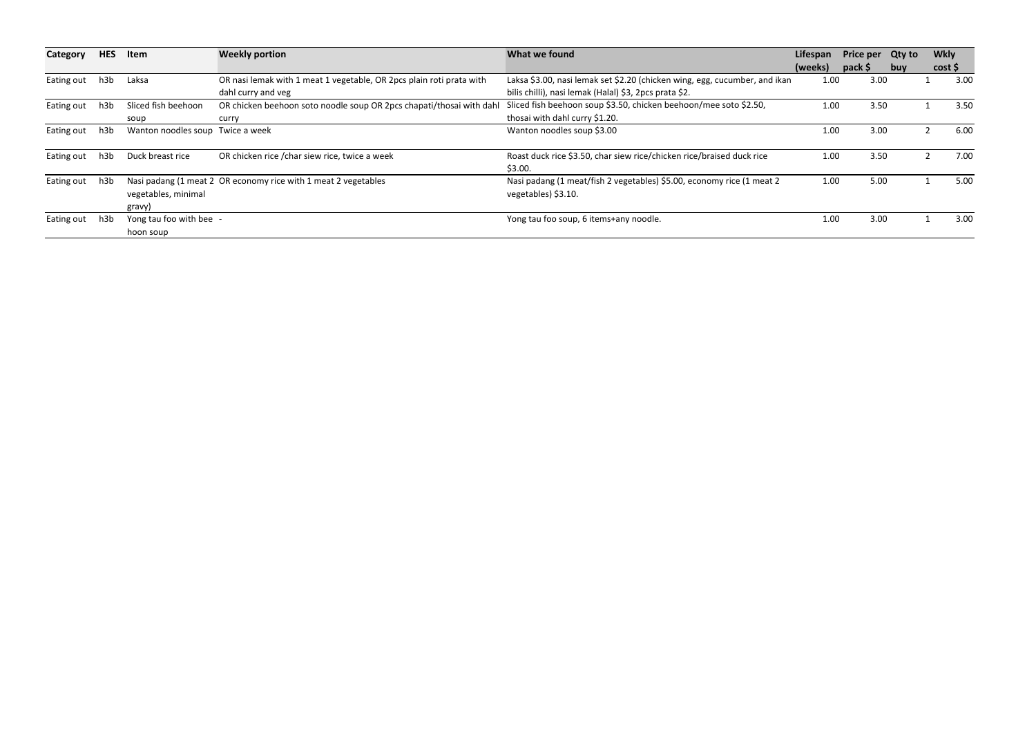| Category | HES | Item | Weekly portion | What we found | Lifespan (weeks) | Price per pack $ | Qty to buy | Wkly cost $ |
|---|---|---|---|---|---|---|---|---|
| Eating out | h3b | Laksa | OR nasi lemak with 1 meat 1 vegetable, OR 2pcs plain roti prata with dahl curry and veg | Laksa $3.00, nasi lemak set $2.20 (chicken wing, egg, cucumber, and ikan bilis chilli), nasi lemak (Halal) $3, 2pcs prata $2. | 1.00 | 3.00 | 1 | 3.00 |
| Eating out | h3b | Sliced fish beehoon soup | OR chicken beehoon soto noodle soup OR 2pcs chapati/thosai with dahl curry | Sliced fish beehoon soup $3.50, chicken beehoon/mee soto $2.50, thosai with dahl curry $1.20. | 1.00 | 3.50 | 1 | 3.50 |
| Eating out | h3b | Wanton noodles soup | Twice a week | Wanton noodles soup $3.00 | 1.00 | 3.00 | 2 | 6.00 |
| Eating out | h3b | Duck breast rice | OR chicken rice /char siew rice, twice a week | Roast duck rice $3.50, char siew rice/chicken rice/braised duck rice $3.00. | 1.00 | 3.50 | 2 | 7.00 |
| Eating out | h3b | Nasi padang (1 meat 2 vegetables, minimal gravy) | OR economy rice with 1 meat 2 vegetables | Nasi padang (1 meat/fish 2 vegetables) $5.00, economy rice (1 meat 2 vegetables) $3.10. | 1.00 | 5.00 | 1 | 5.00 |
| Eating out | h3b | Yong tau foo with bee hoon soup | - | Yong tau foo soup, 6 items+any noodle. | 1.00 | 3.00 | 1 | 3.00 |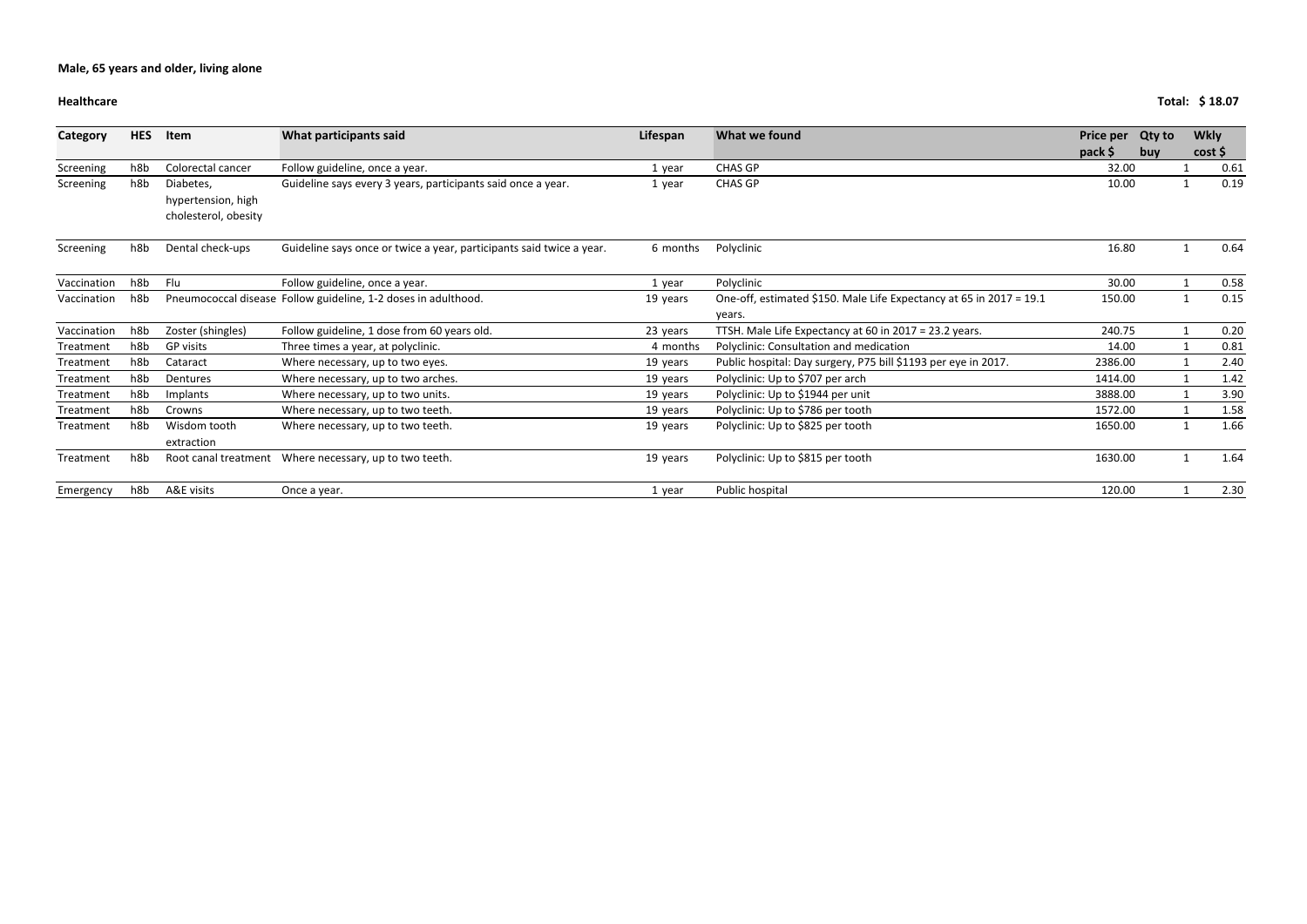**Male, 65 years and older, living alone**

**Healthcare** **Total: $ 18.07**

| Category | HES | Item | What participants said | Lifespan | What we found | Price per pack $ | Qty to buy | Wkly cost $ |
|---|---|---|---|---|---|---|---|---|
| Screening | h8b | Colorectal cancer | Follow guideline, once a year. | 1 year | CHAS GP | 32.00 | 1 | 0.61 |
| Screening | h8b | Diabetes, hypertension, high cholesterol, obesity | Guideline says every 3 years, participants said once a year. | 1 year | CHAS GP | 10.00 | 1 | 0.19 |
| Screening | h8b | Dental check-ups | Guideline says once or twice a year, participants said twice a year. | 6 months | Polyclinic | 16.80 | 1 | 0.64 |
| Vaccination | h8b | Flu | Follow guideline, once a year. | 1 year | Polyclinic | 30.00 | 1 | 0.58 |
| Vaccination | h8b | Pneumococcal disease | Follow guideline, 1-2 doses in adulthood. | 19 years | One-off, estimated $150. Male Life Expectancy at 65 in 2017 = 19.1 years. | 150.00 | 1 | 0.15 |
| Vaccination | h8b | Zoster (shingles) | Follow guideline, 1 dose from 60 years old. | 23 years | TTSH. Male Life Expectancy at 60 in 2017 = 23.2 years. | 240.75 | 1 | 0.20 |
| Treatment | h8b | GP visits | Three times a year, at polyclinic. | 4 months | Polyclinic: Consultation and medication | 14.00 | 1 | 0.81 |
| Treatment | h8b | Cataract | Where necessary, up to two eyes. | 19 years | Public hospital: Day surgery, P75 bill $1193 per eye in 2017. | 2386.00 | 1 | 2.40 |
| Treatment | h8b | Dentures | Where necessary, up to two arches. | 19 years | Polyclinic: Up to $707 per arch | 1414.00 | 1 | 1.42 |
| Treatment | h8b | Implants | Where necessary, up to two units. | 19 years | Polyclinic: Up to $1944 per unit | 3888.00 | 1 | 3.90 |
| Treatment | h8b | Crowns | Where necessary, up to two teeth. | 19 years | Polyclinic: Up to $786 per tooth | 1572.00 | 1 | 1.58 |
| Treatment | h8b | Wisdom tooth extraction | Where necessary, up to two teeth. | 19 years | Polyclinic: Up to $825 per tooth | 1650.00 | 1 | 1.66 |
| Treatment | h8b | Root canal treatment | Where necessary, up to two teeth. | 19 years | Polyclinic: Up to $815 per tooth | 1630.00 | 1 | 1.64 |
| Emergency | h8b | A&E visits | Once a year. | 1 year | Public hospital | 120.00 | 1 | 2.30 |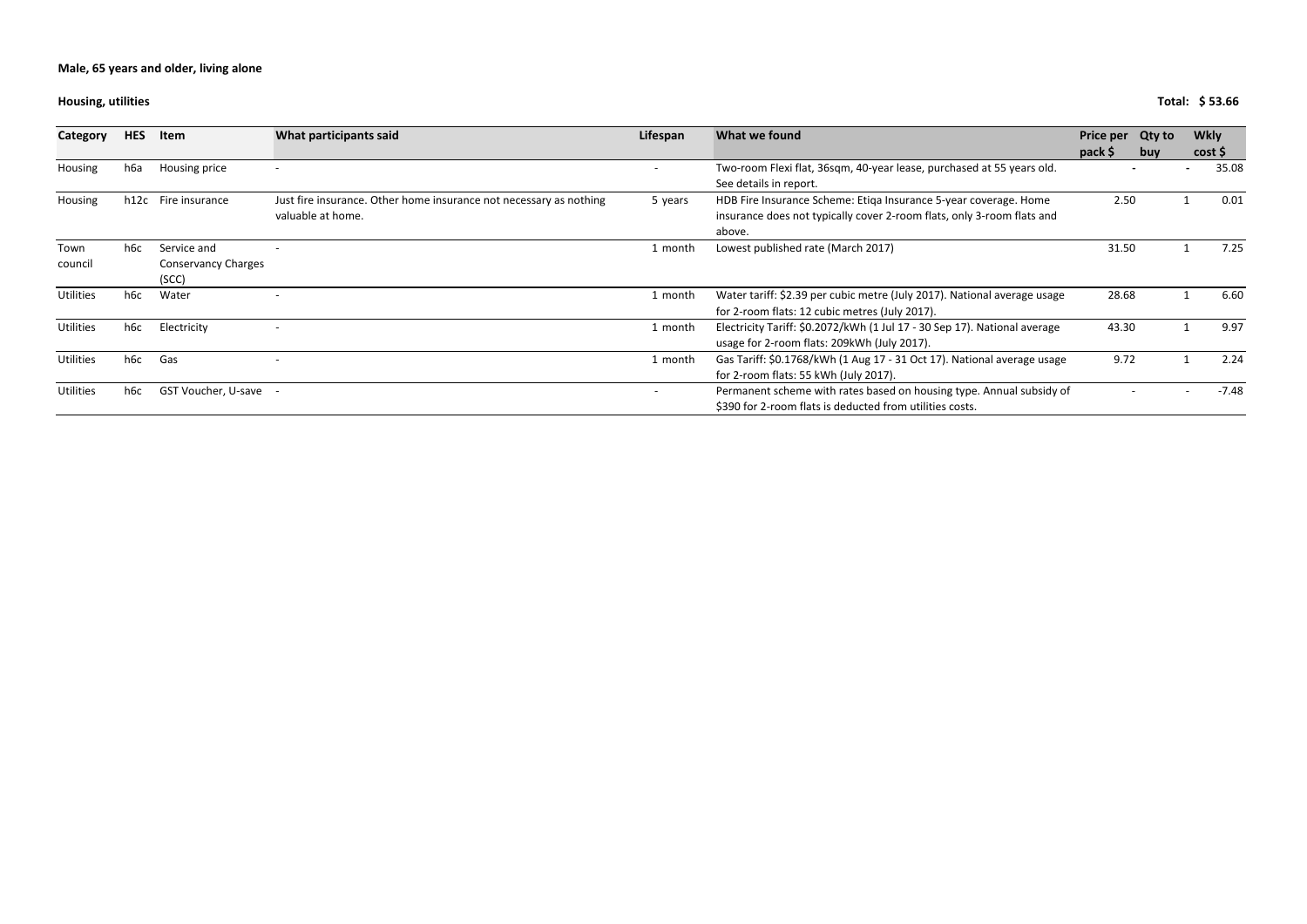**Male, 65 years and older, living alone**

**Housing, utilities** **Total: $ 53.66**

| Category | HES | Item | What participants said | Lifespan | What we found | Price per pack $ | Qty to buy | Wkly cost $ |
|---|---|---|---|---|---|---|---|---|
| Housing | h6a | Housing price | - | - | Two-room Flexi flat, 36sqm, 40-year lease, purchased at 55 years old. See details in report. | - | - | 35.08 |
| Housing | h12c | Fire insurance | Just fire insurance. Other home insurance not necessary as nothing valuable at home. | 5 years | HDB Fire Insurance Scheme: Etiqa Insurance 5-year coverage. Home insurance does not typically cover 2-room flats, only 3-room flats and above. | 2.50 | 1 | 0.01 |
| Town council | h6c | Service and Conservancy Charges (SCC) | - | 1 month | Lowest published rate (March 2017) | 31.50 | 1 | 7.25 |
| Utilities | h6c | Water | - | 1 month | Water tariff: $2.39 per cubic metre (July 2017). National average usage for 2-room flats: 12 cubic metres (July 2017). | 28.68 | 1 | 6.60 |
| Utilities | h6c | Electricity | - | 1 month | Electricity Tariff: $0.2072/kWh (1 Jul 17 - 30 Sep 17). National average usage for 2-room flats: 209kWh (July 2017). | 43.30 | 1 | 9.97 |
| Utilities | h6c | Gas | - | 1 month | Gas Tariff: $0.1768/kWh (1 Aug 17 - 31 Oct 17). National average usage for 2-room flats: 55 kWh (July 2017). | 9.72 | 1 | 2.24 |
| Utilities | h6c | GST Voucher, U-save | - | - | Permanent scheme with rates based on housing type. Annual subsidy of $390 for 2-room flats is deducted from utilities costs. | - | - | -7.48 |